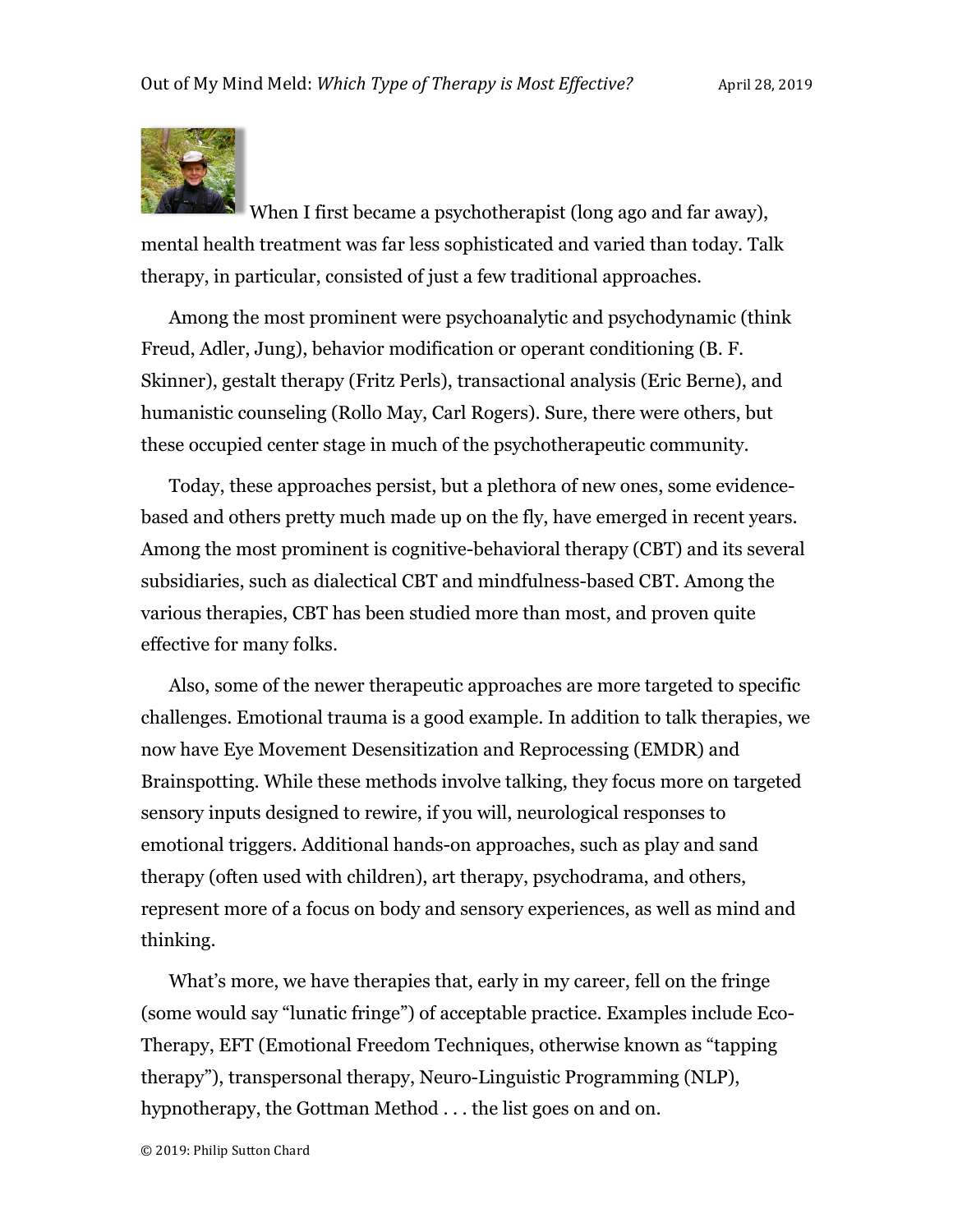When I first became a psychotherapist (long ago and far away), mental health treatment was far less sophisticated and varied than today. Talk therapy, in particular, consisted of just a few traditional approaches.

Among the most prominent were psychoanalytic and psychodynamic (think Freud, Adler, Jung), behavior modification or operant conditioning (B. F. Skinner), gestalt therapy (Fritz Perls), transactional analysis (Eric Berne), and humanistic counseling (Rollo May, Carl Rogers). Sure, there were others, but these occupied center stage in much of the psychotherapeutic community.

Today, these approaches persist, but a plethora of new ones, some evidence-based and others pretty much made up on the fly, have emerged in recent years. Among the most prominent is cognitive-behavioral therapy (CBT) and its several subsidiaries, such as dialectical CBT and mindfulness-based CBT. Among the various therapies, CBT has been studied more than most, and proven quite effective for many folks.

Also, some of the newer therapeutic approaches are more targeted to specific challenges. Emotional trauma is a good example. In addition to talk therapies, we now have Eye Movement Desensitization and Reprocessing (EMDR) and Brainspotting. While these methods involve talking, they focus more on targeted sensory inputs designed to rewire, if you will, neurological responses to emotional triggers. Additional hands-on approaches, such as play and sand therapy (often used with children), art therapy, psychodrama, and others, represent more of a focus on body and sensory experiences, as well as mind and thinking.

What's more, we have therapies that, early in my career, fell on the fringe (some would say "lunatic fringe") of acceptable practice. Examples include Eco-Therapy, EFT (Emotional Freedom Techniques, otherwise known as "tapping therapy"), transpersonal therapy, Neuro-Linguistic Programming (NLP), hypnotherapy, the Gottman Method . . . the list goes on and on.

© 2019: Philip Sutton Chard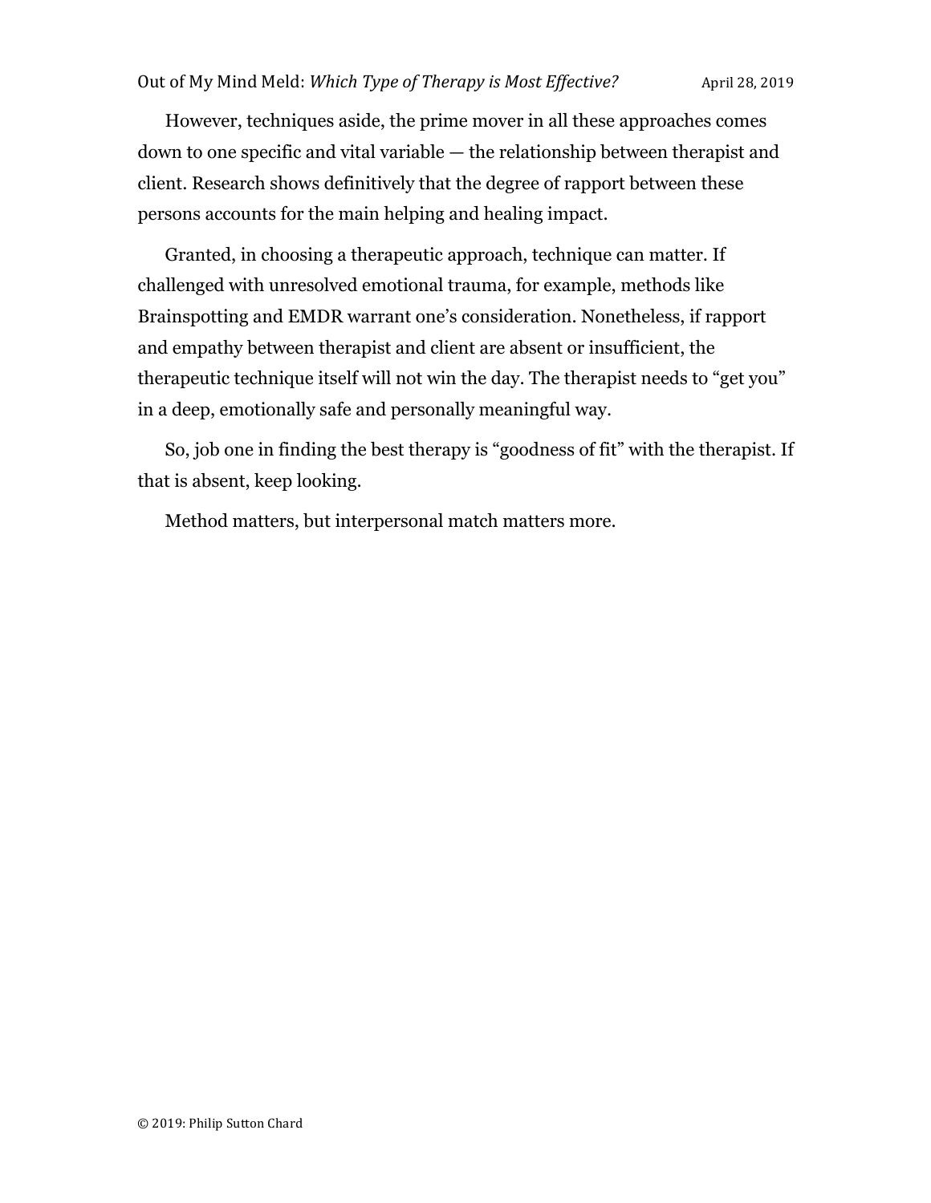However, techniques aside, the prime mover in all these approaches comes down to one specific and vital variable — the relationship between therapist and client. Research shows definitively that the degree of rapport between these persons accounts for the main helping and healing impact.

Granted, in choosing a therapeutic approach, technique can matter. If challenged with unresolved emotional trauma, for example, methods like Brainspotting and EMDR warrant one's consideration. Nonetheless, if rapport and empathy between therapist and client are absent or insufficient, the therapeutic technique itself will not win the day. The therapist needs to "get you" in a deep, emotionally safe and personally meaningful way.

So, job one in finding the best therapy is "goodness of fit" with the therapist. If that is absent, keep looking.

Method matters, but interpersonal match matters more.